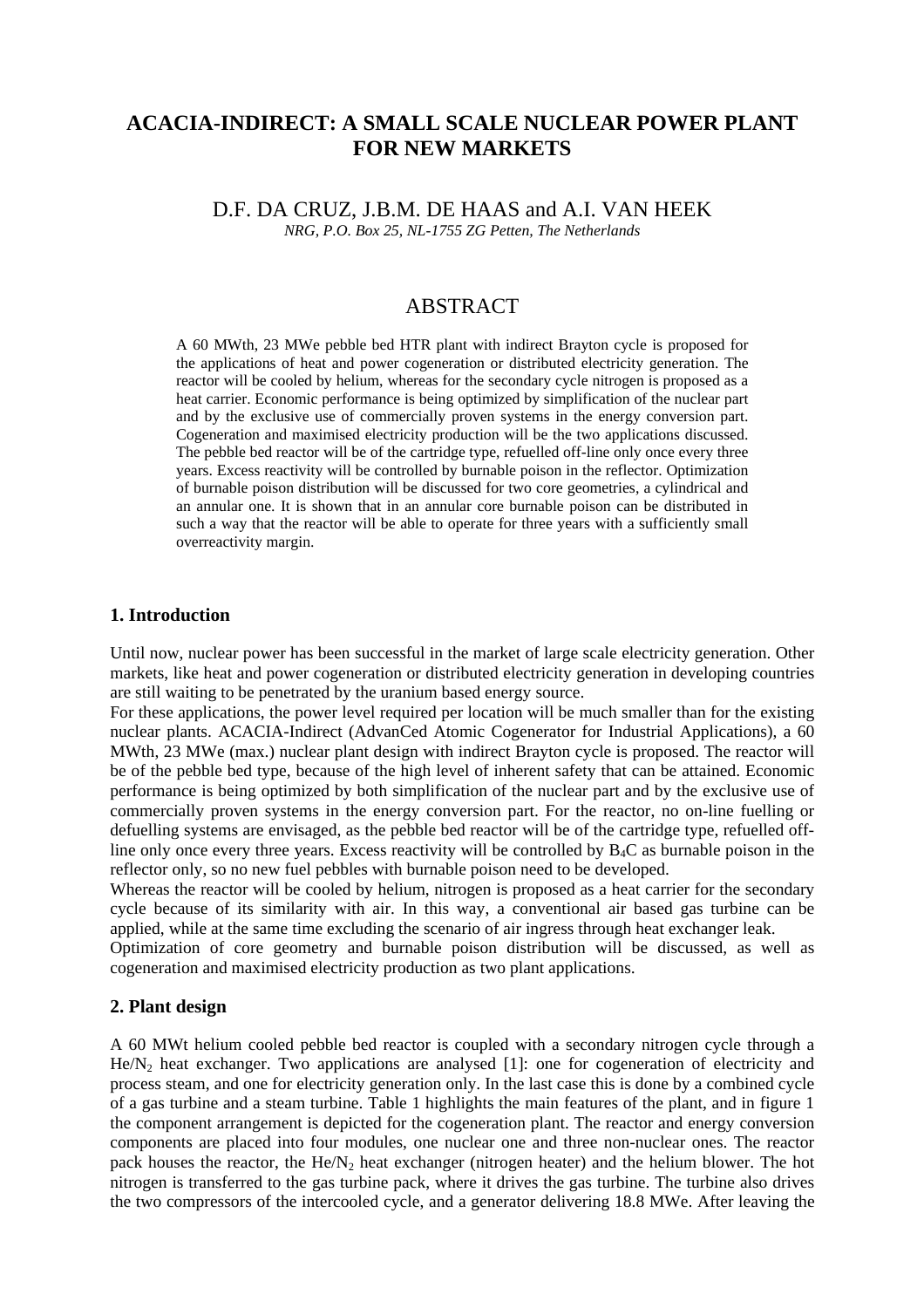# ACACIA-INDIRECT: A SMALL SCALE NUCLEAR POWER PLANT FOR NEW MARKETS

D.F. DA CRUZ, J.B.M. DE HAAS and A.I. VAN HEEK

*NRG, P.O. Box 25, NL-1755 ZG Petten, The Netherlands*

## ABSTRACT

A 60 MWth, 23 MWe pebble bed HTR plant with indirect Brayton cycle is proposed for the applications of heat and power cogeneration or distributed electricity generation. The reactor will be cooled by helium, whereas for the secondary cycle nitrogen is proposed as a heat carrier. Economic performance is being optimized by simplification of the nuclear part and by the exclusive use of commercially proven systems in the energy conversion part. Cogeneration and maximised electricity production will be the two applications discussed. The pebble bed reactor will be of the cartridge type, refuelled off-line only once every three years. Excess reactivity will be controlled by burnable poison in the reflector. Optimization of burnable poison distribution will be discussed for two core geometries, a cylindrical and an annular one. It is shown that in an annular core burnable poison can be distributed in such a way that the reactor will be able to operate for three years with a sufficiently small overreactivity margin.

## 1. Introduction

Until now, nuclear power has been successful in the market of large scale electricity generation. Other markets, like heat and power cogeneration or distributed electricity generation in developing countries are still waiting to be penetrated by the uranium based energy source.

For these applications, the power level required per location will be much smaller than for the existing nuclear plants. ACACIA-Indirect (AdvanCed Atomic Cogenerator for Industrial Applications), a 60 MWth, 23 MWe (max.) nuclear plant design with indirect Brayton cycle is proposed. The reactor will be of the pebble bed type, because of the high level of inherent safety that can be attained. Economic performance is being optimized by both simplification of the nuclear part and by the exclusive use of commercially proven systems in the energy conversion part. For the reactor, no on-line fuelling or defuelling systems are envisaged, as the pebble bed reactor will be of the cartridge type, refuelled off-line only once every three years. Excess reactivity will be controlled by $B_4C$ as burnable poison in the reflector only, so no new fuel pebbles with burnable poison need to be developed.

Whereas the reactor will be cooled by helium, nitrogen is proposed as a heat carrier for the secondary cycle because of its similarity with air. In this way, a conventional air based gas turbine can be applied, while at the same time excluding the scenario of air ingress through heat exchanger leak.

Optimization of core geometry and burnable poison distribution will be discussed, as well as cogeneration and maximised electricity production as two plant applications.

## 2. Plant design

A 60 MWt helium cooled pebble bed reactor is coupled with a secondary nitrogen cycle through a $He/N_2$ heat exchanger. Two applications are analysed [1]: one for cogeneration of electricity and process steam, and one for electricity generation only. In the last case this is done by a combined cycle of a gas turbine and a steam turbine. Table 1 highlights the main features of the plant, and in figure 1 the component arrangement is depicted for the cogeneration plant. The reactor and energy conversion components are placed into four modules, one nuclear one and three non-nuclear ones. The reactor pack houses the reactor, the $He/N_2$ heat exchanger (nitrogen heater) and the helium blower. The hot nitrogen is transferred to the gas turbine pack, where it drives the gas turbine. The turbine also drives the two compressors of the intercooled cycle, and a generator delivering 18.8 MWe. After leaving the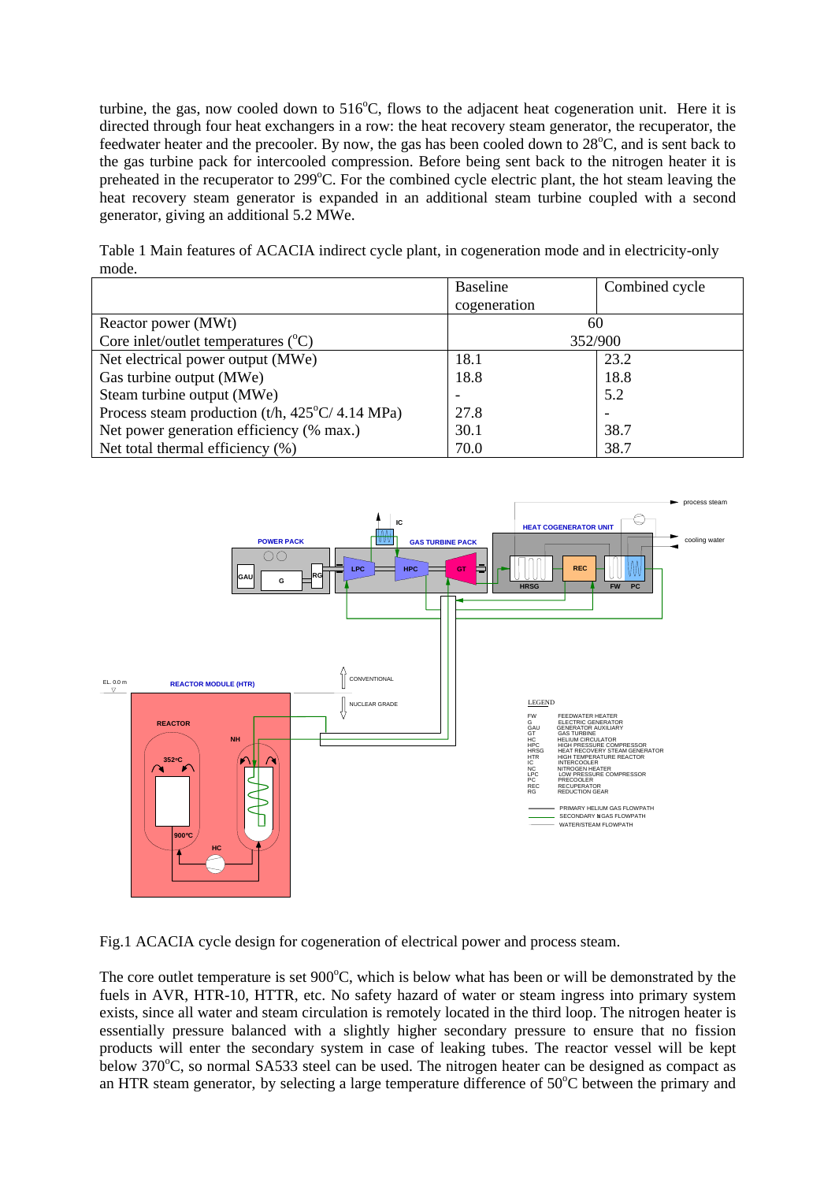turbine, the gas, now cooled down to 516°C, flows to the adjacent heat cogeneration unit. Here it is directed through four heat exchangers in a row: the heat recovery steam generator, the recuperator, the feedwater heater and the precooler. By now, the gas has been cooled down to 28°C, and is sent back to the gas turbine pack for intercooled compression. Before being sent back to the nitrogen heater it is preheated in the recuperator to 299°C. For the combined cycle electric plant, the hot steam leaving the heat recovery steam generator is expanded in an additional steam turbine coupled with a second generator, giving an additional 5.2 MWe.

Table 1 Main features of ACACIA indirect cycle plant, in cogeneration mode and in electricity-only mode.

| | Baseline cogeneration | Combined cycle |
|---|---|---|
| Reactor power (MWt) | 60 | |
| Core inlet/outlet temperatures (°C) | 352/900 | |
| Net electrical power output (MWe) | 18.1 | 23.2 |
| Gas turbine output (MWe) | 18.8 | 18.8 |
| Steam turbine output (MWe) | - | 5.2 |
| Process steam production (t/h, 425°C/ 4.14 MPa) | 27.8 | - |
| Net power generation efficiency (% max.) | 30.1 | 38.7 |
| Net total thermal efficiency (%) | 70.0 | 38.7 |

Fig.1 ACACIA cycle design for cogeneration of electrical power and process steam.

The core outlet temperature is set 900°C, which is below what has been or will be demonstrated by the fuels in AVR, HTR-10, HTTR, etc. No safety hazard of water or steam ingress into primary system exists, since all water and steam circulation is remotely located in the third loop. The nitrogen heater is essentially pressure balanced with a slightly higher secondary pressure to ensure that no fission products will enter the secondary system in case of leaking tubes. The reactor vessel will be kept below 370°C, so normal SA533 steel can be used. The nitrogen heater can be designed as compact as an HTR steam generator, by selecting a large temperature difference of 50°C between the primary and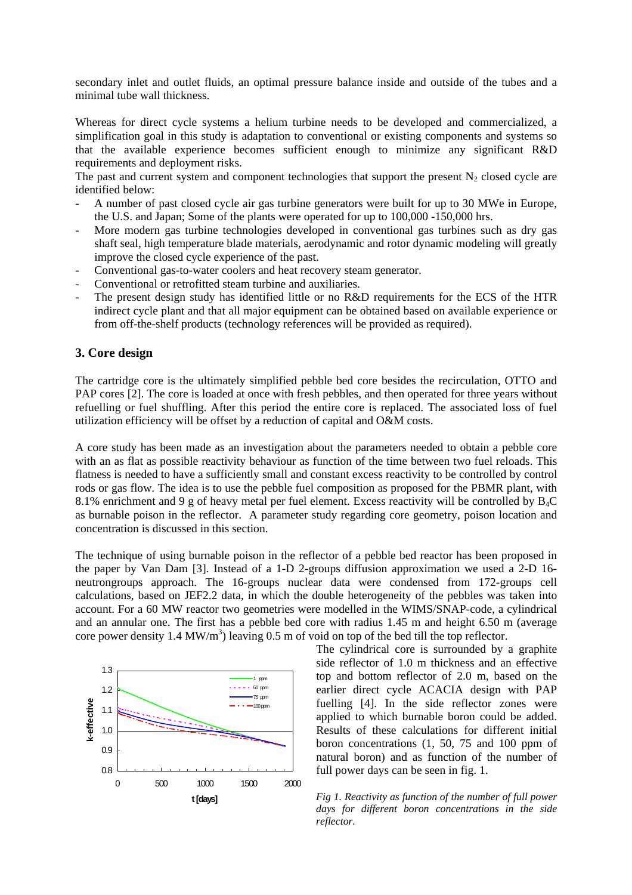secondary inlet and outlet fluids, an optimal pressure balance inside and outside of the tubes and a minimal tube wall thickness.

Whereas for direct cycle systems a helium turbine needs to be developed and commercialized, a simplification goal in this study is adaptation to conventional or existing components and systems so that the available experience becomes sufficient enough to minimize any significant R&D requirements and deployment risks.
The past and current system and component technologies that support the present $N_2$ closed cycle are identified below:

- A number of past closed cycle air gas turbine generators were built for up to 30 MWe in Europe, the U.S. and Japan; Some of the plants were operated for up to 100,000 -150,000 hrs.
- More modern gas turbine technologies developed in conventional gas turbines such as dry gas shaft seal, high temperature blade materials, aerodynamic and rotor dynamic modeling will greatly improve the closed cycle experience of the past.
- Conventional gas-to-water coolers and heat recovery steam generator.
- Conventional or retrofitted steam turbine and auxiliaries.
- The present design study has identified little or no R&D requirements for the ECS of the HTR indirect cycle plant and that all major equipment can be obtained based on available experience or from off-the-shelf products (technology references will be provided as required).

## 3. Core design

The cartridge core is the ultimately simplified pebble bed core besides the recirculation, OTTO and PAP cores [2]. The core is loaded at once with fresh pebbles, and then operated for three years without refuelling or fuel shuffling. After this period the entire core is replaced. The associated loss of fuel utilization efficiency will be offset by a reduction of capital and O&M costs.

A core study has been made as an investigation about the parameters needed to obtain a pebble core with an as flat as possible reactivity behaviour as function of the time between two fuel reloads. This flatness is needed to have a sufficiently small and constant excess reactivity to be controlled by control rods or gas flow. The idea is to use the pebble fuel composition as proposed for the PBMR plant, with 8.1% enrichment and 9 g of heavy metal per fuel element. Excess reactivity will be controlled by $B_4C$ as burnable poison in the reflector. A parameter study regarding core geometry, poison location and concentration is discussed in this section.

The technique of using burnable poison in the reflector of a pebble bed reactor has been proposed in the paper by Van Dam [3]. Instead of a 1-D 2-groups diffusion approximation we used a 2-D 16-neutrongroups approach. The 16-groups nuclear data were condensed from 172-groups cell calculations, based on JEF2.2 data, in which the double heterogeneity of the pebbles was taken into account. For a 60 MW reactor two geometries were modelled in the WIMS/SNAP-code, a cylindrical and an annular one. The first has a pebble bed core with radius 1.45 m and height 6.50 m (average core power density 1.4 MW/m$^3$) leaving 0.5 m of void on top of the bed till the top reflector.

The cylindrical core is surrounded by a graphite side reflector of 1.0 m thickness and an effective top and bottom reflector of 2.0 m, based on the earlier direct cycle ACACIA design with PAP fuelling [4]. In the side reflector zones were applied to which burnable boron could be added. Results of these calculations for different initial boron concentrations (1, 50, 75 and 100 ppm of natural boron) and as function of the number of full power days can be seen in fig. 1.

*Fig 1. Reactivity as function of the number of full power days for different boron concentrations in the side reflector.*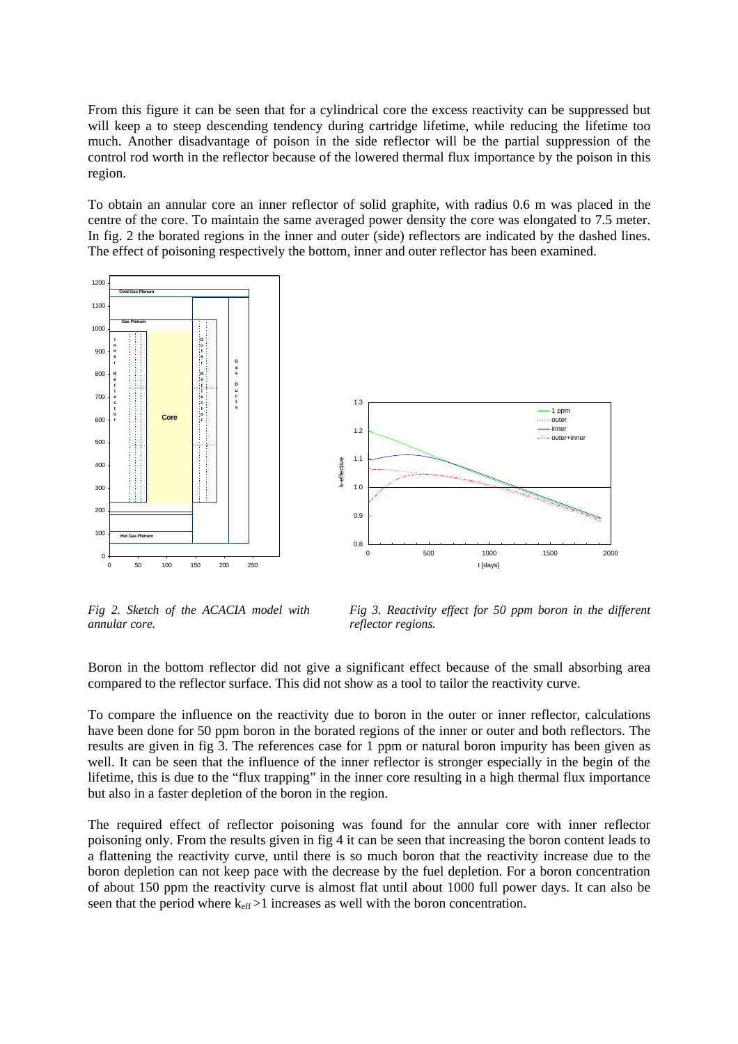From this figure it can be seen that for a cylindrical core the excess reactivity can be suppressed but will keep a to steep descending tendency during cartridge lifetime, while reducing the lifetime too much. Another disadvantage of poison in the side reflector will be the partial suppression of the control rod worth in the reflector because of the lowered thermal flux importance by the poison in this region.

To obtain an annular core an inner reflector of solid graphite, with radius 0.6 m was placed in the centre of the core. To maintain the same averaged power density the core was elongated to 7.5 meter. In fig. 2 the borated regions in the inner and outer (side) reflectors are indicated by the dashed lines. The effect of poisoning respectively the bottom, inner and outer reflector has been examined.

*Fig 2. Sketch of the ACACIA model with annular core.*

*Fig 3. Reactivity effect for 50 ppm boron in the different reflector regions.*

Boron in the bottom reflector did not give a significant effect because of the small absorbing area compared to the reflector surface. This did not show as a tool to tailor the reactivity curve.

To compare the influence on the reactivity due to boron in the outer or inner reflector, calculations have been done for 50 ppm boron in the borated regions of the inner or outer and both reflectors. The results are given in fig 3. The references case for 1 ppm or natural boron impurity has been given as well. It can be seen that the influence of the inner reflector is stronger especially in the begin of the lifetime, this is due to the "flux trapping" in the inner core resulting in a high thermal flux importance but also in a faster depletion of the boron in the region.

The required effect of reflector poisoning was found for the annular core with inner reflector poisoning only. From the results given in fig 4 it can be seen that increasing the boron content leads to a flattening the reactivity curve, until there is so much boron that the reactivity increase due to the boron depletion can not keep pace with the decrease by the fuel depletion. For a boron concentration of about 150 ppm the reactivity curve is almost flat until about 1000 full power days. It can also be seen that the period where $k_{eff} > 1$ increases as well with the boron concentration.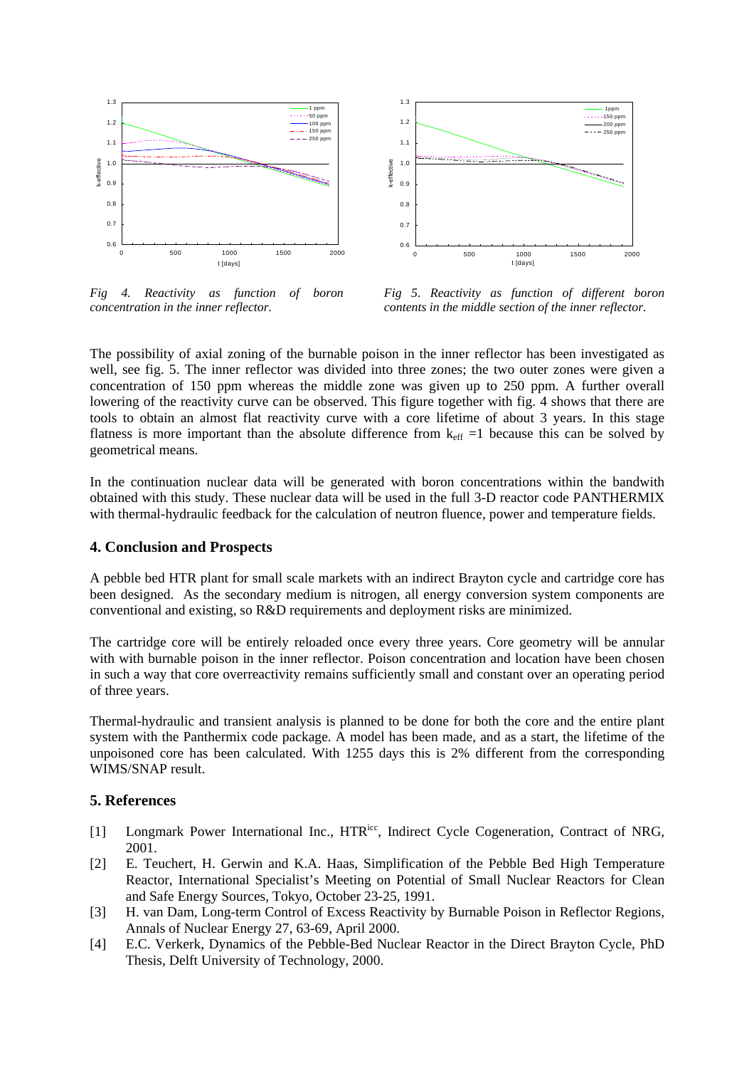1.3
1.2
1.1
1.0
0.9
0.8
0.7
0.6
k-effective
0 500 1000 1500 2000
t [days]
1 ppm
50 ppm
100 ppm
150 ppm
250 ppm

*Fig 4. Reactivity as function of boron concentration in the inner reflector.*

1.3
1.2
1.1
1.0
0.9
0.8
0.7
0.6
k-effective
0 500 1000 1500 2000
t [days]
1ppm
150 ppm
200 ppm
250 ppm

*Fig 5. Reactivity as function of different boron contents in the middle section of the inner reflector.*

The possibility of axial zoning of the burnable poison in the inner reflector has been investigated as well, see fig. 5. The inner reflector was divided into three zones; the two outer zones were given a concentration of 150 ppm whereas the middle zone was given up to 250 ppm. A further overall lowering of the reactivity curve can be observed. This figure together with fig. 4 shows that there are tools to obtain an almost flat reactivity curve with a core lifetime of about 3 years. In this stage flatness is more important than the absolute difference from $k_{eff}$ =1 because this can be solved by geometrical means.

In the continuation nuclear data will be generated with boron concentrations within the bandwith obtained with this study. These nuclear data will be used in the full 3-D reactor code PANTHERMIX with thermal-hydraulic feedback for the calculation of neutron fluence, power and temperature fields.

## 4. Conclusion and Prospects

A pebble bed HTR plant for small scale markets with an indirect Brayton cycle and cartridge core has been designed. As the secondary medium is nitrogen, all energy conversion system components are conventional and existing, so R&D requirements and deployment risks are minimized.

The cartridge core will be entirely reloaded once every three years. Core geometry will be annular with with burnable poison in the inner reflector. Poison concentration and location have been chosen in such a way that core overreactivity remains sufficiently small and constant over an operating period of three years.

Thermal-hydraulic and transient analysis is planned to be done for both the core and the entire plant system with the Panthermix code package. A model has been made, and as a start, the lifetime of the unpoisoned core has been calculated. With 1255 days this is 2% different from the corresponding WIMS/SNAP result.

## 5. References

[1] Longmark Power International Inc., HTR[icc], Indirect Cycle Cogeneration, Contract of NRG, 2001.

[2] E. Teuchert, H. Gerwin and K.A. Haas, Simplification of the Pebble Bed High Temperature Reactor, International Specialist's Meeting on Potential of Small Nuclear Reactors for Clean and Safe Energy Sources, Tokyo, October 23-25, 1991.

[3] H. van Dam, Long-term Control of Excess Reactivity by Burnable Poison in Reflector Regions, Annals of Nuclear Energy 27, 63-69, April 2000.

[4] E.C. Verkerk, Dynamics of the Pebble-Bed Nuclear Reactor in the Direct Brayton Cycle, PhD Thesis, Delft University of Technology, 2000.